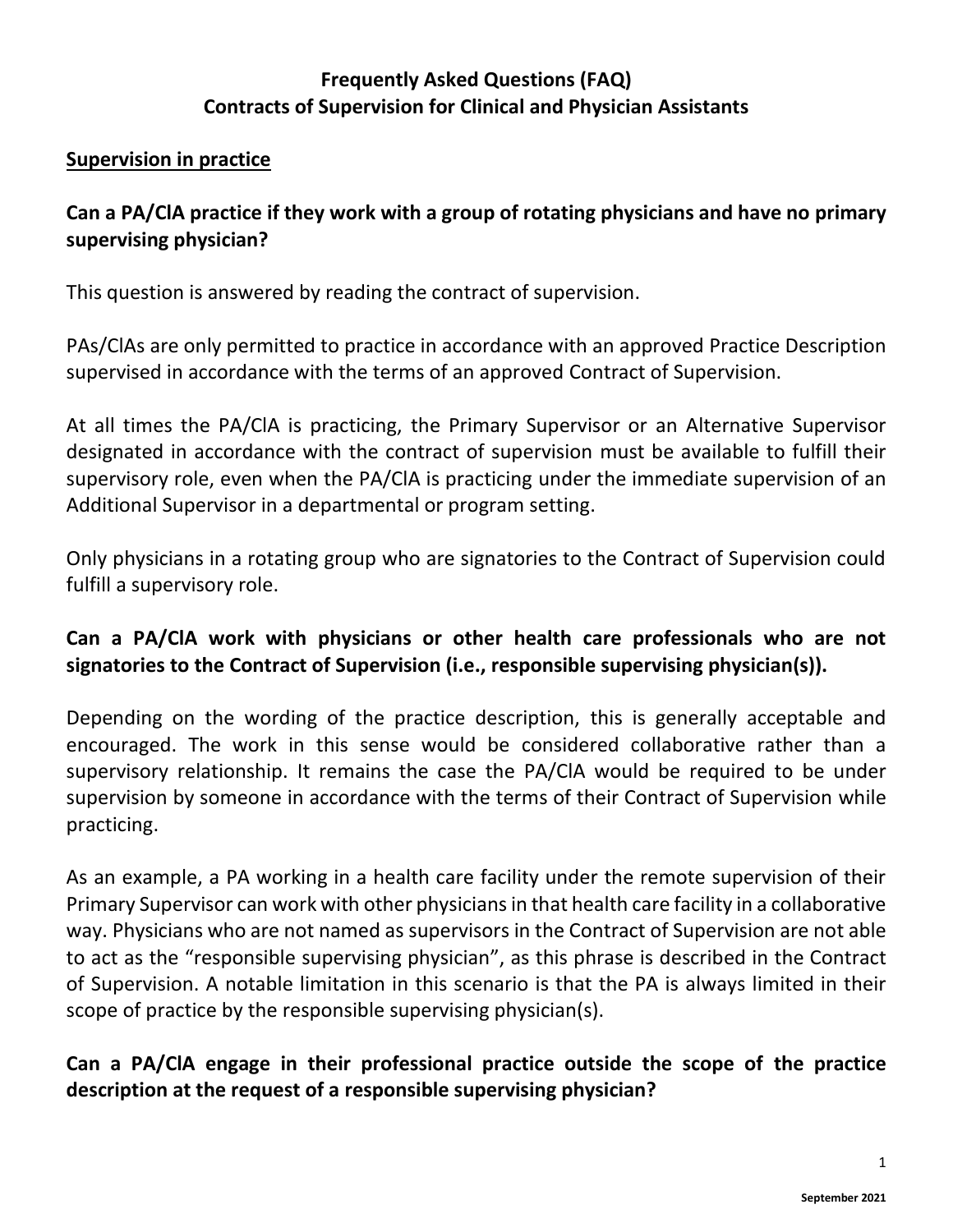# Frequently Asked Questions (FAQ)
# Contracts of Supervision for Clinical and Physician Assistants

## Supervision in practice

### Can a PA/ClA practice if they work with a group of rotating physicians and have no primary supervising physician?

This question is answered by reading the contract of supervision.

PAs/ClAs are only permitted to practice in accordance with an approved Practice Description supervised in accordance with the terms of an approved Contract of Supervision.

At all times the PA/ClA is practicing, the Primary Supervisor or an Alternative Supervisor designated in accordance with the contract of supervision must be available to fulfill their supervisory role, even when the PA/ClA is practicing under the immediate supervision of an Additional Supervisor in a departmental or program setting.

Only physicians in a rotating group who are signatories to the Contract of Supervision could fulfill a supervisory role.

### Can a PA/ClA work with physicians or other health care professionals who are not signatories to the Contract of Supervision (i.e., responsible supervising physician(s)).

Depending on the wording of the practice description, this is generally acceptable and encouraged. The work in this sense would be considered collaborative rather than a supervisory relationship. It remains the case the PA/ClA would be required to be under supervision by someone in accordance with the terms of their Contract of Supervision while practicing.

As an example, a PA working in a health care facility under the remote supervision of their Primary Supervisor can work with other physicians in that health care facility in a collaborative way. Physicians who are not named as supervisors in the Contract of Supervision are not able to act as the "responsible supervising physician", as this phrase is described in the Contract of Supervision. A notable limitation in this scenario is that the PA is always limited in their scope of practice by the responsible supervising physician(s).

### Can a PA/ClA engage in their professional practice outside the scope of the practice description at the request of a responsible supervising physician?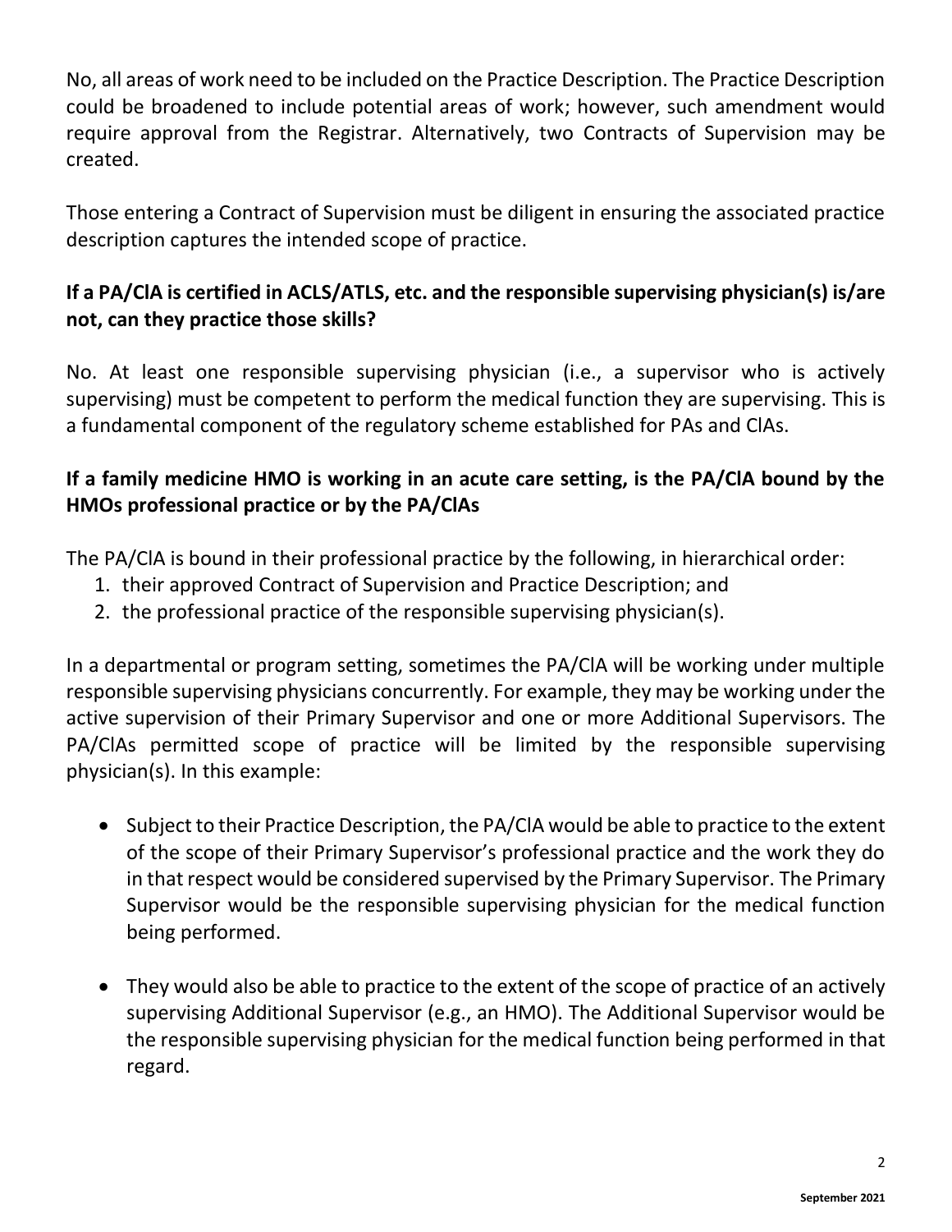No, all areas of work need to be included on the Practice Description. The Practice Description could be broadened to include potential areas of work; however, such amendment would require approval from the Registrar. Alternatively, two Contracts of Supervision may be created.

Those entering a Contract of Supervision must be diligent in ensuring the associated practice description captures the intended scope of practice.

**If a PA/ClA is certified in ACLS/ATLS, etc. and the responsible supervising physician(s) is/are not, can they practice those skills?**

No. At least one responsible supervising physician (i.e., a supervisor who is actively supervising) must be competent to perform the medical function they are supervising. This is a fundamental component of the regulatory scheme established for PAs and ClAs.

**If a family medicine HMO is working in an acute care setting, is the PA/ClA bound by the HMOs professional practice or by the PA/ClAs**

The PA/ClA is bound in their professional practice by the following, in hierarchical order:

1. their approved Contract of Supervision and Practice Description; and
2. the professional practice of the responsible supervising physician(s).

In a departmental or program setting, sometimes the PA/ClA will be working under multiple responsible supervising physicians concurrently. For example, they may be working under the active supervision of their Primary Supervisor and one or more Additional Supervisors. The PA/ClAs permitted scope of practice will be limited by the responsible supervising physician(s). In this example:

- Subject to their Practice Description, the PA/ClA would be able to practice to the extent of the scope of their Primary Supervisor's professional practice and the work they do in that respect would be considered supervised by the Primary Supervisor. The Primary Supervisor would be the responsible supervising physician for the medical function being performed.

- They would also be able to practice to the extent of the scope of practice of an actively supervising Additional Supervisor (e.g., an HMO). The Additional Supervisor would be the responsible supervising physician for the medical function being performed in that regard.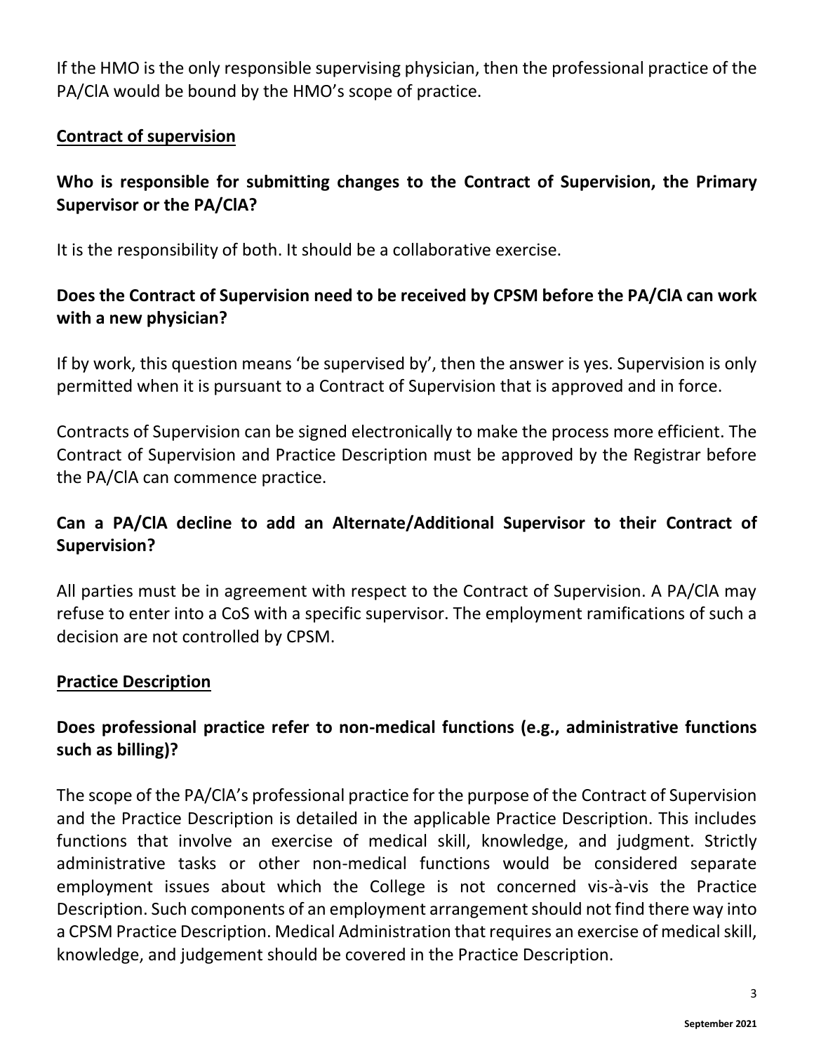If the HMO is the only responsible supervising physician, then the professional practice of the PA/ClA would be bound by the HMO's scope of practice.

## Contract of supervision

### Who is responsible for submitting changes to the Contract of Supervision, the Primary Supervisor or the PA/ClA?

It is the responsibility of both. It should be a collaborative exercise.

### Does the Contract of Supervision need to be received by CPSM before the PA/ClA can work with a new physician?

If by work, this question means 'be supervised by', then the answer is yes. Supervision is only permitted when it is pursuant to a Contract of Supervision that is approved and in force.

Contracts of Supervision can be signed electronically to make the process more efficient. The Contract of Supervision and Practice Description must be approved by the Registrar before the PA/ClA can commence practice.

### Can a PA/ClA decline to add an Alternate/Additional Supervisor to their Contract of Supervision?

All parties must be in agreement with respect to the Contract of Supervision. A PA/ClA may refuse to enter into a CoS with a specific supervisor. The employment ramifications of such a decision are not controlled by CPSM.

## Practice Description

### Does professional practice refer to non-medical functions (e.g., administrative functions such as billing)?

The scope of the PA/ClA's professional practice for the purpose of the Contract of Supervision and the Practice Description is detailed in the applicable Practice Description. This includes functions that involve an exercise of medical skill, knowledge, and judgment. Strictly administrative tasks or other non-medical functions would be considered separate employment issues about which the College is not concerned vis-à-vis the Practice Description. Such components of an employment arrangement should not find there way into a CPSM Practice Description. Medical Administration that requires an exercise of medical skill, knowledge, and judgement should be covered in the Practice Description.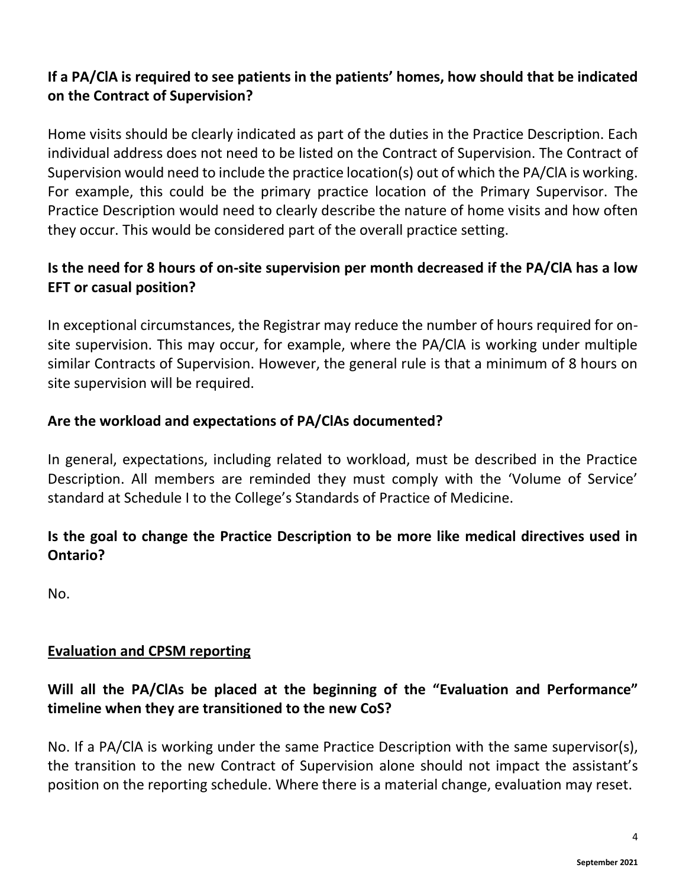**If a PA/ClA is required to see patients in the patients' homes, how should that be indicated on the Contract of Supervision?**

Home visits should be clearly indicated as part of the duties in the Practice Description. Each individual address does not need to be listed on the Contract of Supervision. The Contract of Supervision would need to include the practice location(s) out of which the PA/ClA is working. For example, this could be the primary practice location of the Primary Supervisor. The Practice Description would need to clearly describe the nature of home visits and how often they occur. This would be considered part of the overall practice setting.

**Is the need for 8 hours of on-site supervision per month decreased if the PA/ClA has a low EFT or casual position?**

In exceptional circumstances, the Registrar may reduce the number of hours required for on-site supervision. This may occur, for example, where the PA/ClA is working under multiple similar Contracts of Supervision. However, the general rule is that a minimum of 8 hours on site supervision will be required.

**Are the workload and expectations of PA/ClAs documented?**

In general, expectations, including related to workload, must be described in the Practice Description. All members are reminded they must comply with the 'Volume of Service' standard at Schedule I to the College's Standards of Practice of Medicine.

**Is the goal to change the Practice Description to be more like medical directives used in Ontario?**

No.

## Evaluation and CPSM reporting

**Will all the PA/ClAs be placed at the beginning of the "Evaluation and Performance" timeline when they are transitioned to the new CoS?**

No. If a PA/ClA is working under the same Practice Description with the same supervisor(s), the transition to the new Contract of Supervision alone should not impact the assistant's position on the reporting schedule. Where there is a material change, evaluation may reset.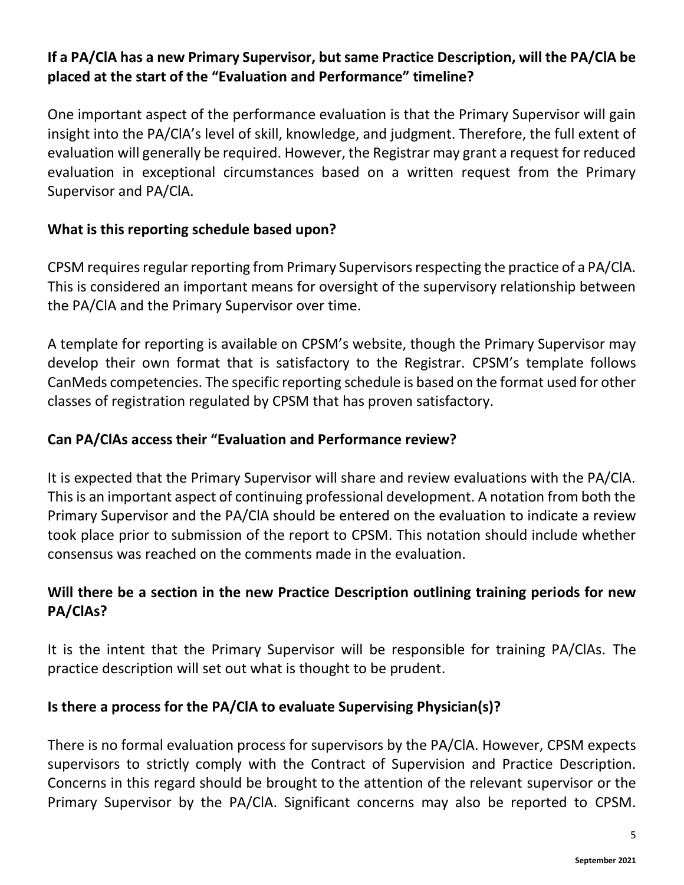**If a PA/ClA has a new Primary Supervisor, but same Practice Description, will the PA/ClA be placed at the start of the "Evaluation and Performance" timeline?**

One important aspect of the performance evaluation is that the Primary Supervisor will gain insight into the PA/ClA's level of skill, knowledge, and judgment. Therefore, the full extent of evaluation will generally be required. However, the Registrar may grant a request for reduced evaluation in exceptional circumstances based on a written request from the Primary Supervisor and PA/ClA.

**What is this reporting schedule based upon?**

CPSM requires regular reporting from Primary Supervisors respecting the practice of a PA/ClA. This is considered an important means for oversight of the supervisory relationship between the PA/ClA and the Primary Supervisor over time.

A template for reporting is available on CPSM's website, though the Primary Supervisor may develop their own format that is satisfactory to the Registrar. CPSM's template follows CanMeds competencies. The specific reporting schedule is based on the format used for other classes of registration regulated by CPSM that has proven satisfactory.

**Can PA/ClAs access their "Evaluation and Performance review?**

It is expected that the Primary Supervisor will share and review evaluations with the PA/ClA. This is an important aspect of continuing professional development. A notation from both the Primary Supervisor and the PA/ClA should be entered on the evaluation to indicate a review took place prior to submission of the report to CPSM. This notation should include whether consensus was reached on the comments made in the evaluation.

**Will there be a section in the new Practice Description outlining training periods for new PA/ClAs?**

It is the intent that the Primary Supervisor will be responsible for training PA/ClAs. The practice description will set out what is thought to be prudent.

**Is there a process for the PA/ClA to evaluate Supervising Physician(s)?**

There is no formal evaluation process for supervisors by the PA/ClA. However, CPSM expects supervisors to strictly comply with the Contract of Supervision and Practice Description. Concerns in this regard should be brought to the attention of the relevant supervisor or the Primary Supervisor by the PA/ClA. Significant concerns may also be reported to CPSM.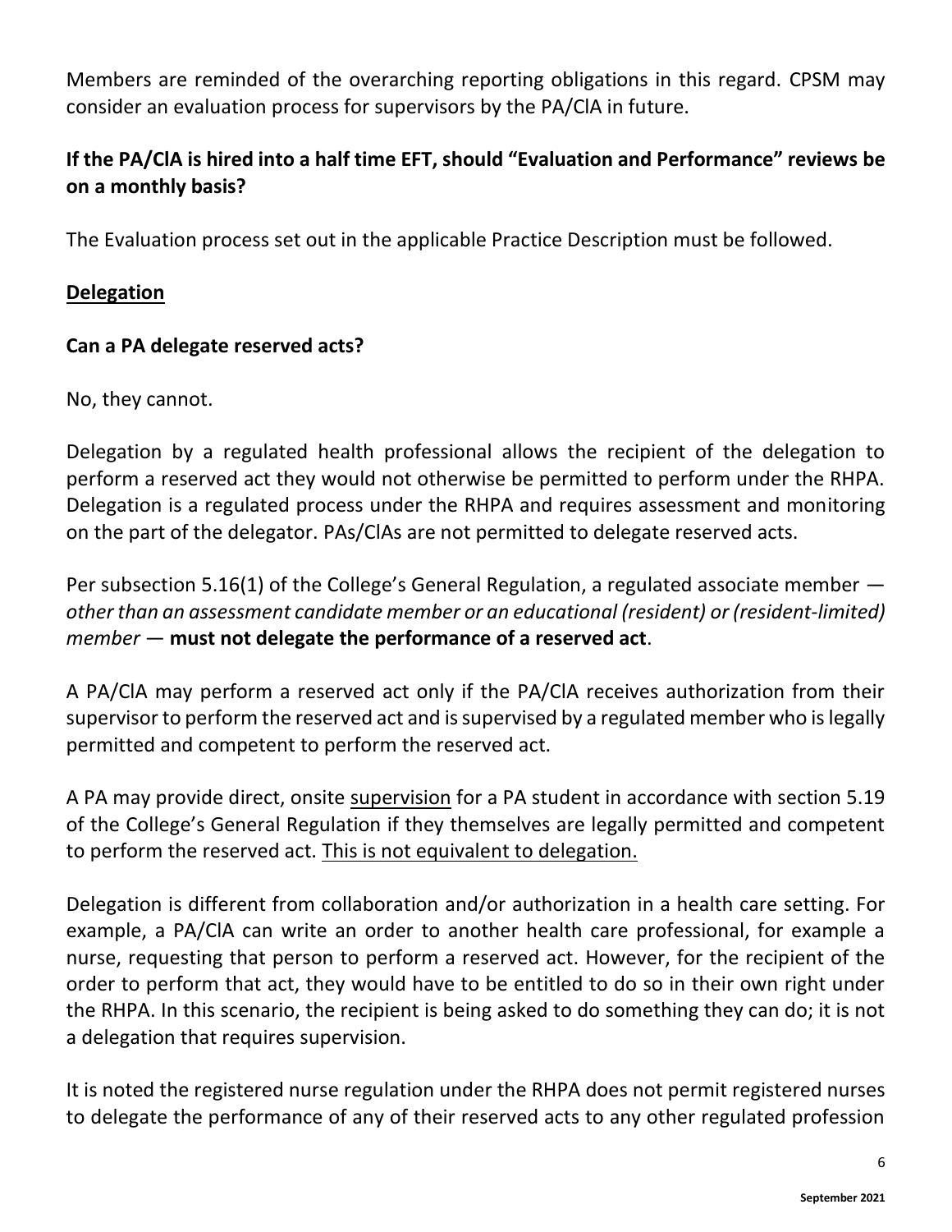Members are reminded of the overarching reporting obligations in this regard. CPSM may consider an evaluation process for supervisors by the PA/ClA in future.

**If the PA/ClA is hired into a half time EFT, should "Evaluation and Performance" reviews be on a monthly basis?**

The Evaluation process set out in the applicable Practice Description must be followed.

## <u>Delegation</u>

**Can a PA delegate reserved acts?**

No, they cannot.

Delegation by a regulated health professional allows the recipient of the delegation to perform a reserved act they would not otherwise be permitted to perform under the RHPA. Delegation is a regulated process under the RHPA and requires assessment and monitoring on the part of the delegator. PAs/ClAs are not permitted to delegate reserved acts.

Per subsection 5.16(1) of the College's General Regulation, a regulated associate member — *other than an assessment candidate member or an educational (resident) or (resident-limited) member* — **must not delegate the performance of a reserved act**.

A PA/ClA may perform a reserved act only if the PA/ClA receives authorization from their supervisor to perform the reserved act and is supervised by a regulated member who is legally permitted and competent to perform the reserved act.

A PA may provide direct, onsite <u>supervision</u> for a PA student in accordance with section 5.19 of the College's General Regulation if they themselves are legally permitted and competent to perform the reserved act. <u>This is not equivalent to delegation.</u>

Delegation is different from collaboration and/or authorization in a health care setting. For example, a PA/ClA can write an order to another health care professional, for example a nurse, requesting that person to perform a reserved act. However, for the recipient of the order to perform that act, they would have to be entitled to do so in their own right under the RHPA. In this scenario, the recipient is being asked to do something they can do; it is not a delegation that requires supervision.

It is noted the registered nurse regulation under the RHPA does not permit registered nurses to delegate the performance of any of their reserved acts to any other regulated profession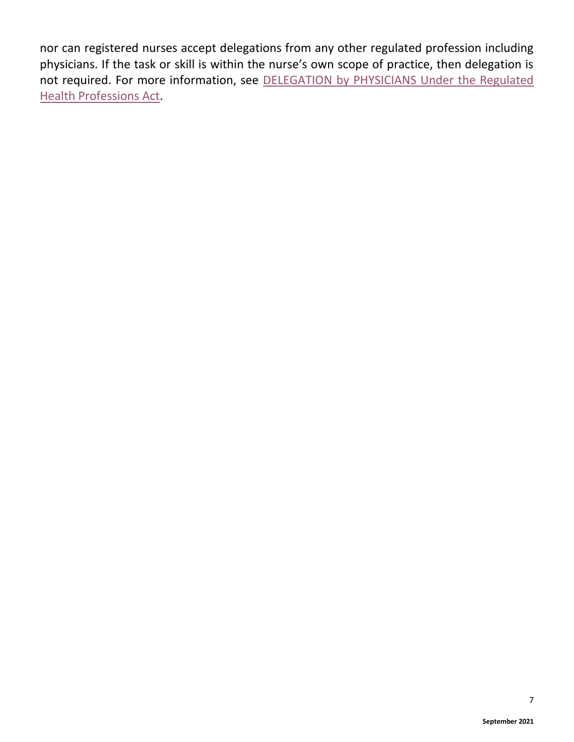nor can registered nurses accept delegations from any other regulated profession including physicians. If the task or skill is within the nurse's own scope of practice, then delegation is not required. For more information, see DELEGATION by PHYSICIANS Under the Regulated Health Professions Act.